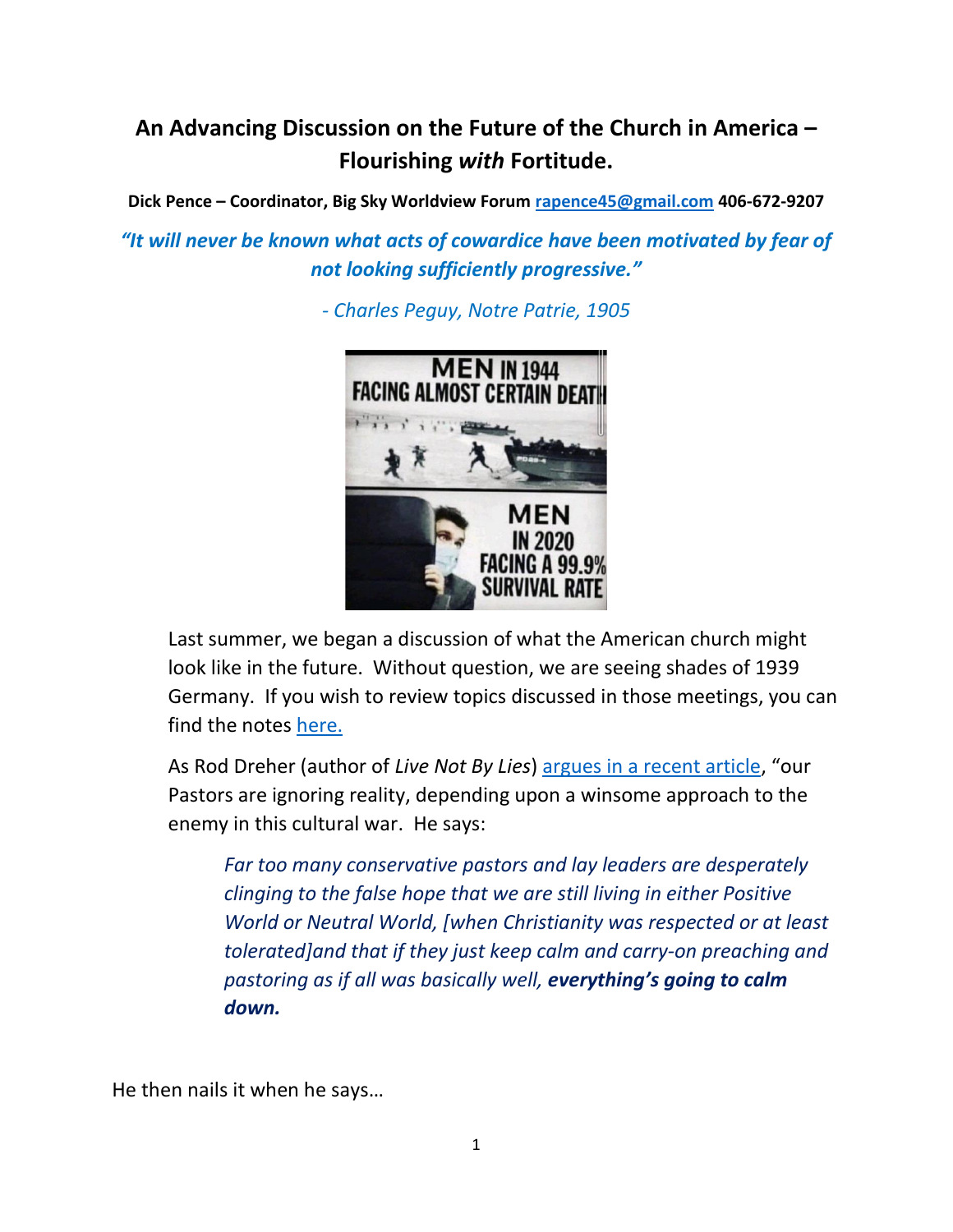# An Advancing Discussion on the Future of the Church in America – Flourishing *with* Fortitude.

**Dick Pence – Coordinator, Big Sky Worldview Forum [rapence45@gmail.com](mailto:rapence45@gmail.com) 406-672-9207**

***"It will never be known what acts of cowardice have been motivated by fear of not looking sufficiently progressive."***

*- Charles Peguy, Notre Patrie, 1905*

Last summer, we began a discussion of what the American church might look like in the future. Without question, we are seeing shades of 1939 Germany. If you wish to review topics discussed in those meetings, you can find the notes [here.]()

As Rod Dreher (author of *Live Not By Lies*) [argues in a recent article](), "our Pastors are ignoring reality, depending upon a winsome approach to the enemy in this cultural war. He says:

> *Far too many conservative pastors and lay leaders are desperately clinging to the false hope that we are still living in either Positive World or Neutral World, [when Christianity was respected or at least tolerated]and that if they just keep calm and carry-on preaching and pastoring as if all was basically well,* ***everything's going to calm down.***

He then nails it when he says…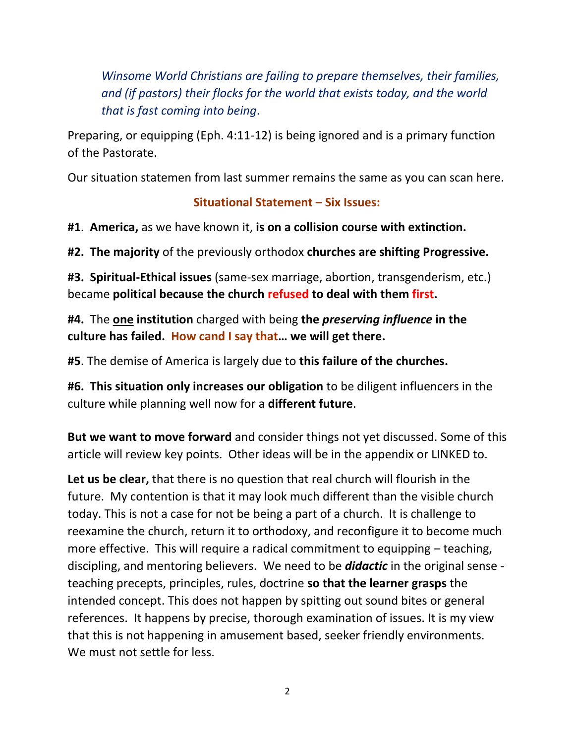*Winsome World Christians are failing to prepare themselves, their families, and (if pastors) their flocks for the world that exists today, and the world that is fast coming into being*.

Preparing, or equipping (Eph. 4:11-12) is being ignored and is a primary function of the Pastorate.

Our situation statemen from last summer remains the same as you can scan here.

**Situational Statement – Six Issues:**

**#1**. **America,** as we have known it, **is on a collision course with extinction.**

**#2. The majority** of the previously orthodox **churches are shifting Progressive.**

**#3. Spiritual-Ethical issues** (same-sex marriage, abortion, transgenderism, etc.) became **political because the church refused to deal with them first.**

**#4.** The **one institution** charged with being **the *preserving influence* in the culture has failed. How cand I say that… we will get there.**

**#5**. The demise of America is largely due to **this failure of the churches.**

**#6. This situation only increases our obligation** to be diligent influencers in the culture while planning well now for a **different future**.

**But we want to move forward** and consider things not yet discussed. Some of this article will review key points. Other ideas will be in the appendix or LINKED to.

**Let us be clear,** that there is no question that real church will flourish in the future. My contention is that it may look much different than the visible church today. This is not a case for not be being a part of a church. It is challenge to reexamine the church, return it to orthodoxy, and reconfigure it to become much more effective. This will require a radical commitment to equipping – teaching, discipling, and mentoring believers. We need to be ***didactic*** in the original sense - teaching precepts, principles, rules, doctrine **so that the learner grasps** the intended concept. This does not happen by spitting out sound bites or general references. It happens by precise, thorough examination of issues. It is my view that this is not happening in amusement based, seeker friendly environments. We must not settle for less.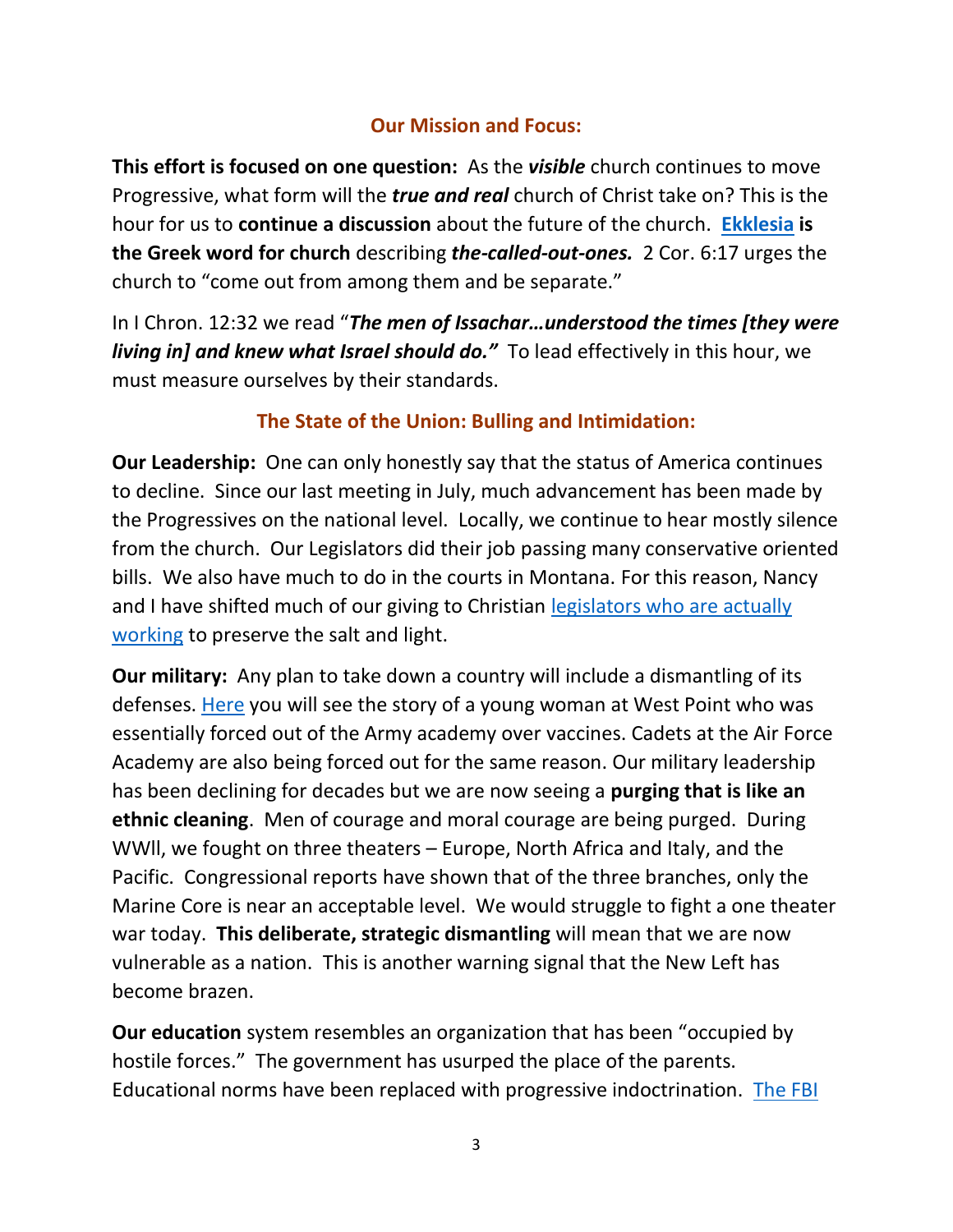## Our Mission and Focus:

**This effort is focused on one question:** As the ***visible*** church continues to move Progressive, what form will the ***true and real*** church of Christ take on? This is the hour for us to **continue a discussion** about the future of the church. **Ekklesia is the Greek word for church** describing ***the-called-out-ones.*** 2 Cor. 6:17 urges the church to "come out from among them and be separate."

In I Chron. 12:32 we read "***The men of Issachar…understood the times [they were living in] and knew what Israel should do."*** To lead effectively in this hour, we must measure ourselves by their standards.

## The State of the Union: Bulling and Intimidation:

**Our Leadership:** One can only honestly say that the status of America continues to decline. Since our last meeting in July, much advancement has been made by the Progressives on the national level. Locally, we continue to hear mostly silence from the church. Our Legislators did their job passing many conservative oriented bills. We also have much to do in the courts in Montana. For this reason, Nancy and I have shifted much of our giving to Christian legislators who are actually working to preserve the salt and light.

**Our military:** Any plan to take down a country will include a dismantling of its defenses. Here you will see the story of a young woman at West Point who was essentially forced out of the Army academy over vaccines. Cadets at the Air Force Academy are also being forced out for the same reason. Our military leadership has been declining for decades but we are now seeing a **purging that is like an ethnic cleaning**. Men of courage and moral courage are being purged. During WWll, we fought on three theaters – Europe, North Africa and Italy, and the Pacific. Congressional reports have shown that of the three branches, only the Marine Core is near an acceptable level. We would struggle to fight a one theater war today. **This deliberate, strategic dismantling** will mean that we are now vulnerable as a nation. This is another warning signal that the New Left has become brazen.

**Our education** system resembles an organization that has been "occupied by hostile forces." The government has usurped the place of the parents. Educational norms have been replaced with progressive indoctrination. The FBI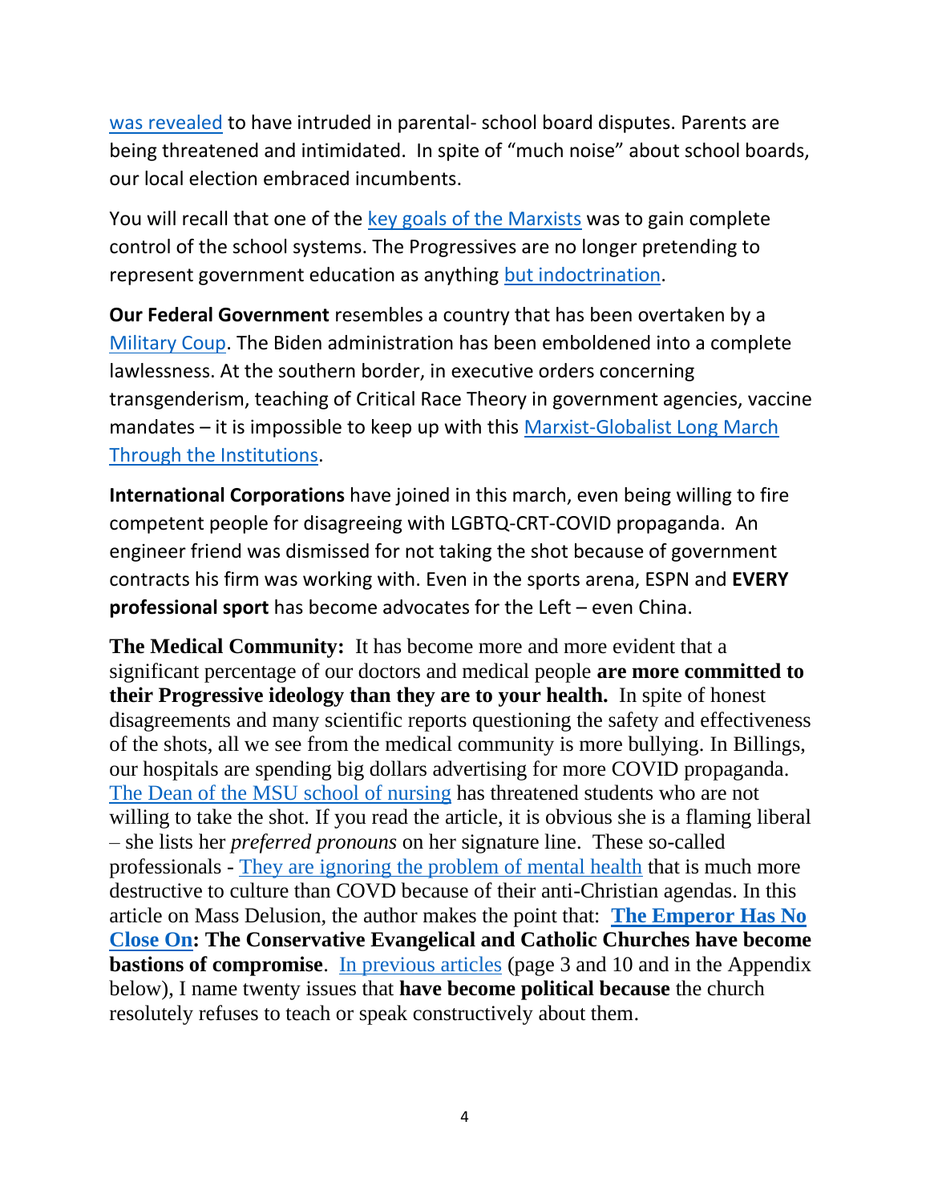was revealed to have intruded in parental- school board disputes. Parents are being threatened and intimidated. In spite of "much noise" about school boards, our local election embraced incumbents.

You will recall that one of the key goals of the Marxists was to gain complete control of the school systems. The Progressives are no longer pretending to represent government education as anything but indoctrination.

**Our Federal Government** resembles a country that has been overtaken by a Military Coup. The Biden administration has been emboldened into a complete lawlessness. At the southern border, in executive orders concerning transgenderism, teaching of Critical Race Theory in government agencies, vaccine mandates – it is impossible to keep up with this Marxist-Globalist Long March Through the Institutions.

**International Corporations** have joined in this march, even being willing to fire competent people for disagreeing with LGBTQ-CRT-COVID propaganda. An engineer friend was dismissed for not taking the shot because of government contracts his firm was working with. Even in the sports arena, ESPN and **EVERY professional sport** has become advocates for the Left – even China.

**The Medical Community:** It has become more and more evident that a significant percentage of our doctors and medical people **are more committed to their Progressive ideology than they are to your health.** In spite of honest disagreements and many scientific reports questioning the safety and effectiveness of the shots, all we see from the medical community is more bullying. In Billings, our hospitals are spending big dollars advertising for more COVID propaganda. The Dean of the MSU school of nursing has threatened students who are not willing to take the shot. If you read the article, it is obvious she is a flaming liberal – she lists her *preferred pronouns* on her signature line. These so-called professionals - They are ignoring the problem of mental health that is much more destructive to culture than COVD because of their anti-Christian agendas. In this article on Mass Delusion, the author makes the point that: **The Emperor Has No Close On: The Conservative Evangelical and Catholic Churches have become bastions of compromise**. In previous articles (page 3 and 10 and in the Appendix below), I name twenty issues that **have become political because** the church resolutely refuses to teach or speak constructively about them.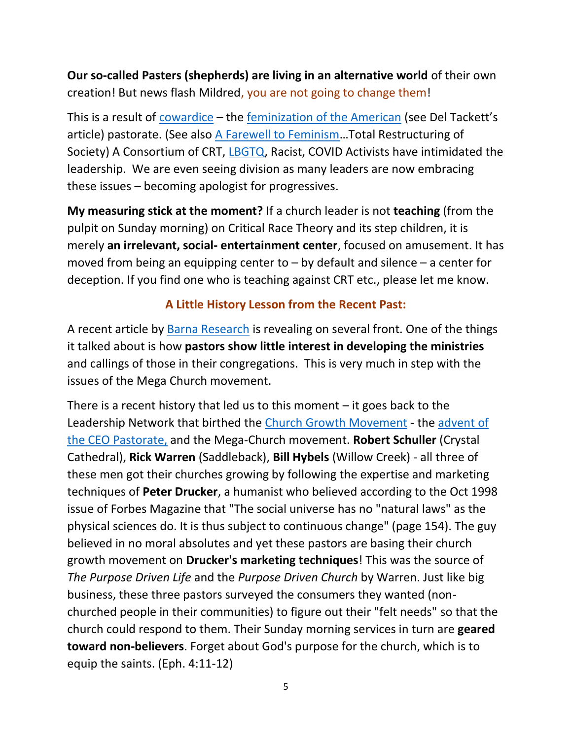**Our so-called Pasters (shepherds) are living in an alternative world** of their own creation! But news flash Mildred, you are not going to change them!

This is a result of cowardice – the feminization of the American (see Del Tackett's article) pastorate. (See also A Farewell to Feminism…Total Restructuring of Society) A Consortium of CRT, LBGTQ, Racist, COVID Activists have intimidated the leadership. We are even seeing division as many leaders are now embracing these issues – becoming apologist for progressives.

**My measuring stick at the moment?** If a church leader is not **teaching** (from the pulpit on Sunday morning) on Critical Race Theory and its step children, it is merely **an irrelevant, social- entertainment center**, focused on amusement. It has moved from being an equipping center to – by default and silence – a center for deception. If you find one who is teaching against CRT etc., please let me know.

**A Little History Lesson from the Recent Past:**

A recent article by Barna Research is revealing on several front. One of the things it talked about is how **pastors show little interest in developing the ministries** and callings of those in their congregations. This is very much in step with the issues of the Mega Church movement.

There is a recent history that led us to this moment – it goes back to the Leadership Network that birthed the Church Growth Movement - the advent of the CEO Pastorate, and the Mega-Church movement. **Robert Schuller** (Crystal Cathedral), **Rick Warren** (Saddleback), **Bill Hybels** (Willow Creek) - all three of these men got their churches growing by following the expertise and marketing techniques of **Peter Drucker**, a humanist who believed according to the Oct 1998 issue of Forbes Magazine that "The social universe has no "natural laws" as the physical sciences do. It is thus subject to continuous change" (page 154). The guy believed in no moral absolutes and yet these pastors are basing their church growth movement on **Drucker's marketing techniques**! This was the source of *The Purpose Driven Life* and the *Purpose Driven Church* by Warren. Just like big business, these three pastors surveyed the consumers they wanted (non-churched people in their communities) to figure out their "felt needs" so that the church could respond to them. Their Sunday morning services in turn are **geared toward non-believers**. Forget about God's purpose for the church, which is to equip the saints. (Eph. 4:11-12)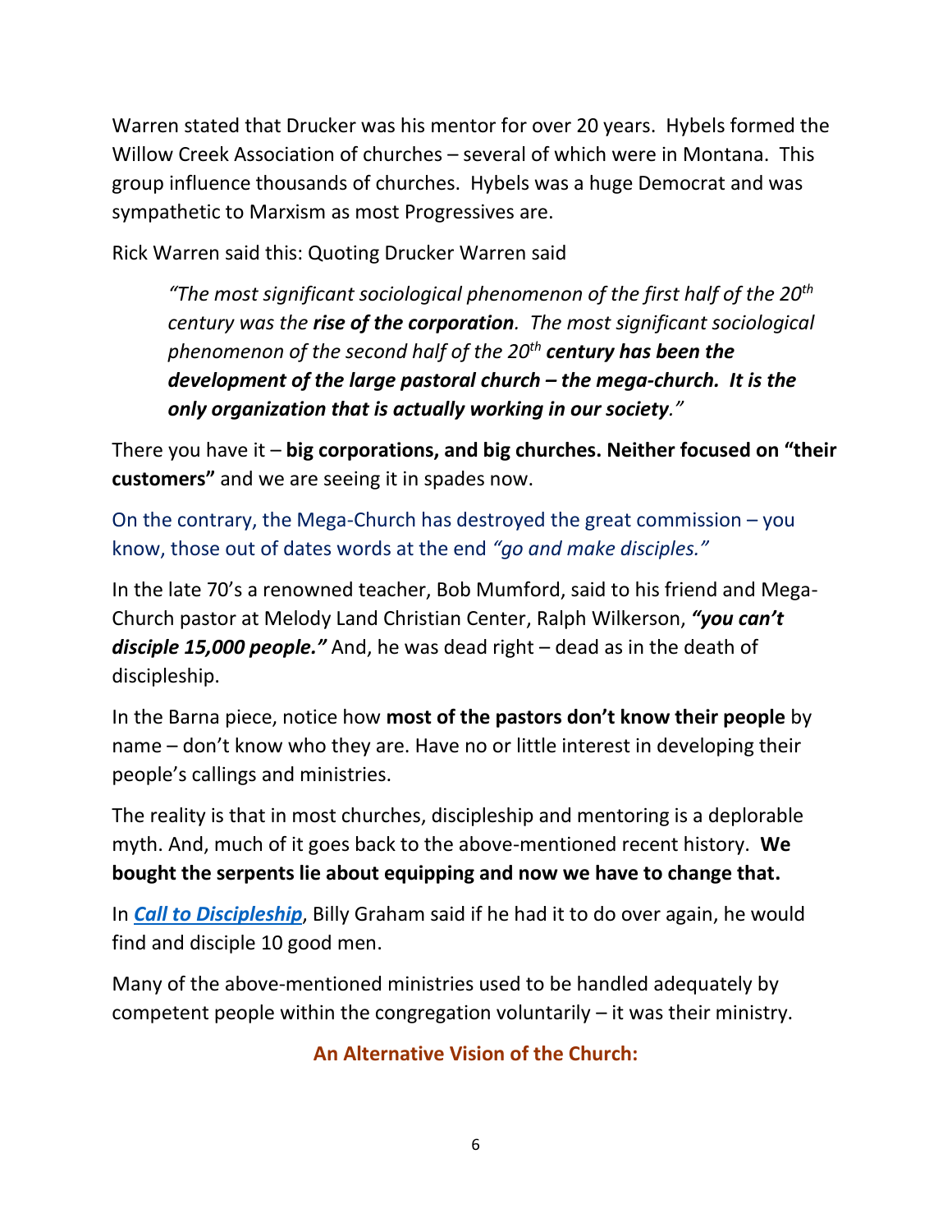Warren stated that Drucker was his mentor for over 20 years. Hybels formed the Willow Creek Association of churches – several of which were in Montana. This group influence thousands of churches. Hybels was a huge Democrat and was sympathetic to Marxism as most Progressives are.

Rick Warren said this: Quoting Drucker Warren said

> *"The most significant sociological phenomenon of the first half of the 20th century was the **rise of the corporation**. The most significant sociological phenomenon of the second half of the 20th **century has been the development of the large pastoral church – the mega-church. It is the only organization that is actually working in our society**."*

There you have it – **big corporations, and big churches. Neither focused on "their customers"** and we are seeing it in spades now.

On the contrary, the Mega-Church has destroyed the great commission – you know, those out of dates words at the end *"go and make disciples."*

In the late 70's a renowned teacher, Bob Mumford, said to his friend and Mega-Church pastor at Melody Land Christian Center, Ralph Wilkerson, ***"you can't disciple 15,000 people."*** And, he was dead right – dead as in the death of discipleship.

In the Barna piece, notice how **most of the pastors don't know their people** by name – don't know who they are. Have no or little interest in developing their people's callings and ministries.

The reality is that in most churches, discipleship and mentoring is a deplorable myth. And, much of it goes back to the above-mentioned recent history. **We bought the serpents lie about equipping and now we have to change that.**

In ***Call to Discipleship***, Billy Graham said if he had it to do over again, he would find and disciple 10 good men.

Many of the above-mentioned ministries used to be handled adequately by competent people within the congregation voluntarily – it was their ministry.

## An Alternative Vision of the Church: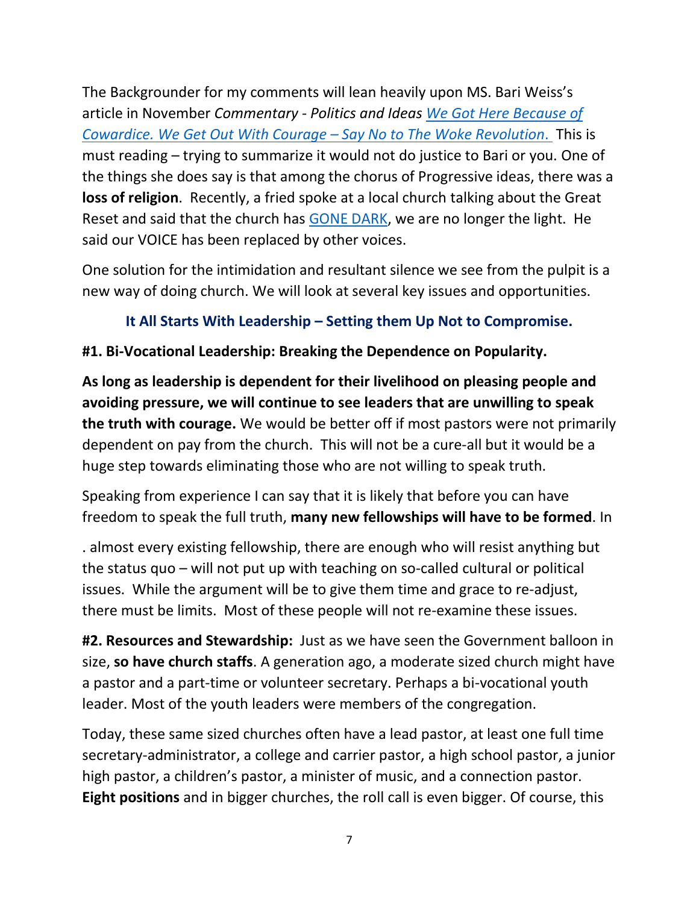The Backgrounder for my comments will lean heavily upon MS. Bari Weiss's article in November *Commentary - Politics and Ideas* [*We Got Here Because of Cowardice. We Get Out With Courage – Say No to The Woke Revolution*.]() This is must reading – trying to summarize it would not do justice to Bari or you. One of the things she does say is that among the chorus of Progressive ideas, there was a **loss of religion**. Recently, a fried spoke at a local church talking about the Great Reset and said that the church has [GONE DARK](), we are no longer the light. He said our VOICE has been replaced by other voices.

One solution for the intimidation and resultant silence we see from the pulpit is a new way of doing church. We will look at several key issues and opportunities.

### It All Starts With Leadership – Setting them Up Not to Compromise.

**#1. Bi-Vocational Leadership: Breaking the Dependence on Popularity.**

**As long as leadership is dependent for their livelihood on pleasing people and avoiding pressure, we will continue to see leaders that are unwilling to speak the truth with courage.** We would be better off if most pastors were not primarily dependent on pay from the church. This will not be a cure-all but it would be a huge step towards eliminating those who are not willing to speak truth.

Speaking from experience I can say that it is likely that before you can have freedom to speak the full truth, **many new fellowships will have to be formed**. In

. almost every existing fellowship, there are enough who will resist anything but the status quo – will not put up with teaching on so-called cultural or political issues. While the argument will be to give them time and grace to re-adjust, there must be limits. Most of these people will not re-examine these issues.

**#2. Resources and Stewardship:** Just as we have seen the Government balloon in size, **so have church staffs**. A generation ago, a moderate sized church might have a pastor and a part-time or volunteer secretary. Perhaps a bi-vocational youth leader. Most of the youth leaders were members of the congregation.

Today, these same sized churches often have a lead pastor, at least one full time secretary-administrator, a college and carrier pastor, a high school pastor, a junior high pastor, a children's pastor, a minister of music, and a connection pastor. **Eight positions** and in bigger churches, the roll call is even bigger. Of course, this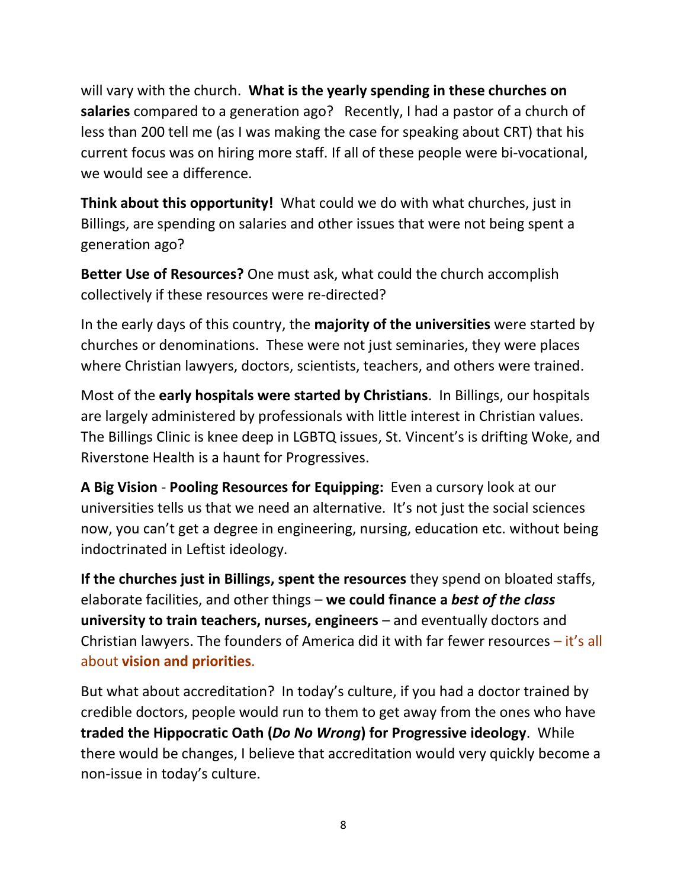will vary with the church. **What is the yearly spending in these churches on salaries** compared to a generation ago? Recently, I had a pastor of a church of less than 200 tell me (as I was making the case for speaking about CRT) that his current focus was on hiring more staff. If all of these people were bi-vocational, we would see a difference.

**Think about this opportunity!** What could we do with what churches, just in Billings, are spending on salaries and other issues that were not being spent a generation ago?

**Better Use of Resources?** One must ask, what could the church accomplish collectively if these resources were re-directed?

In the early days of this country, the **majority of the universities** were started by churches or denominations. These were not just seminaries, they were places where Christian lawyers, doctors, scientists, teachers, and others were trained.

Most of the **early hospitals were started by Christians**. In Billings, our hospitals are largely administered by professionals with little interest in Christian values. The Billings Clinic is knee deep in LGBTQ issues, St. Vincent's is drifting Woke, and Riverstone Health is a haunt for Progressives.

**A Big Vision** - **Pooling Resources for Equipping:** Even a cursory look at our universities tells us that we need an alternative. It's not just the social sciences now, you can't get a degree in engineering, nursing, education etc. without being indoctrinated in Leftist ideology.

**If the churches just in Billings, spent the resources** they spend on bloated staffs, elaborate facilities, and other things – **we could finance a *best of the class* university to train teachers, nurses, engineers** – and eventually doctors and Christian lawyers. The founders of America did it with far fewer resources – it's all about **vision and priorities**.

But what about accreditation? In today's culture, if you had a doctor trained by credible doctors, people would run to them to get away from the ones who have **traded the Hippocratic Oath (*Do No Wrong*) for Progressive ideology**. While there would be changes, I believe that accreditation would very quickly become a non-issue in today's culture.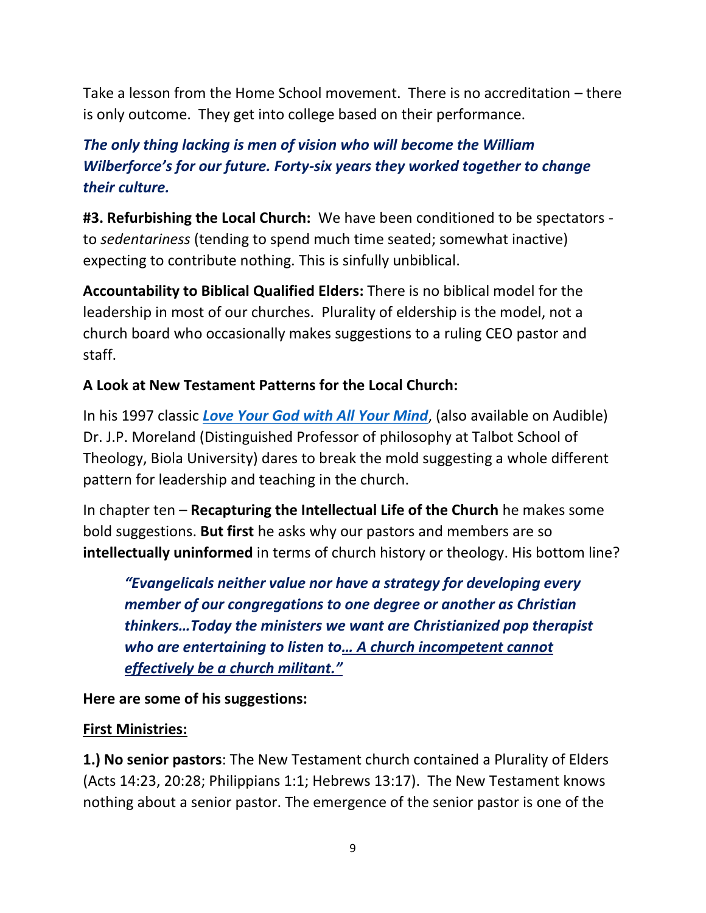Take a lesson from the Home School movement. There is no accreditation – there is only outcome. They get into college based on their performance.

***The only thing lacking is men of vision who will become the William Wilberforce's for our future. Forty-six years they worked together to change their culture.***

**#3. Refurbishing the Local Church:** We have been conditioned to be spectators - to *sedentariness* (tending to spend much time seated; somewhat inactive) expecting to contribute nothing. This is sinfully unbiblical.

**Accountability to Biblical Qualified Elders:** There is no biblical model for the leadership in most of our churches. Plurality of eldership is the model, not a church board who occasionally makes suggestions to a ruling CEO pastor and staff.

**A Look at New Testament Patterns for the Local Church:**

In his 1997 classic ***Love Your God with All Your Mind***, (also available on Audible) Dr. J.P. Moreland (Distinguished Professor of philosophy at Talbot School of Theology, Biola University) dares to break the mold suggesting a whole different pattern for leadership and teaching in the church.

In chapter ten – **Recapturing the Intellectual Life of the Church** he makes some bold suggestions. **But first** he asks why our pastors and members are so **intellectually uninformed** in terms of church history or theology. His bottom line?

> ***"Evangelicals neither value nor have a strategy for developing every member of our congregations to one degree or another as Christian thinkers…Today the ministers we want are Christianized pop therapist who are entertaining to listen to… A church incompetent cannot effectively be a church militant."***

**Here are some of his suggestions:**

**First Ministries:**

**1.) No senior pastors**: The New Testament church contained a Plurality of Elders (Acts 14:23, 20:28; Philippians 1:1; Hebrews 13:17). The New Testament knows nothing about a senior pastor. The emergence of the senior pastor is one of the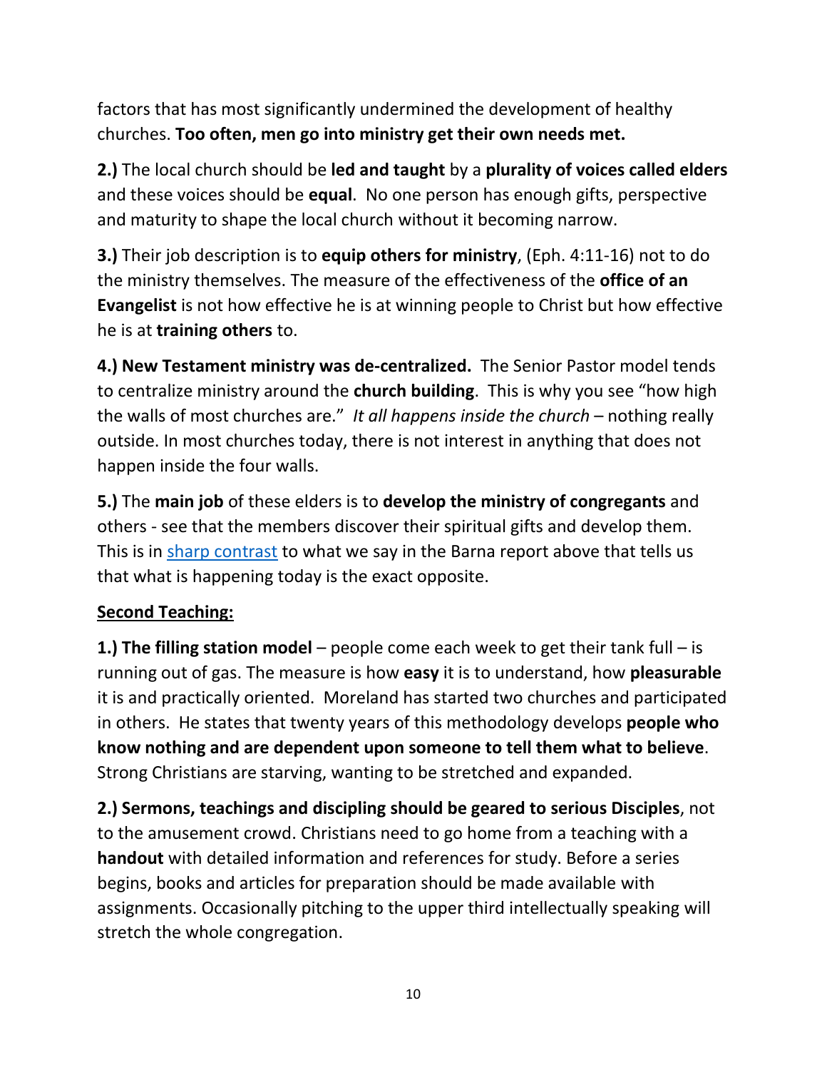factors that has most significantly undermined the development of healthy churches. **Too often, men go into ministry get their own needs met.**

**2.)** The local church should be **led and taught** by a **plurality of voices called elders** and these voices should be **equal**. No one person has enough gifts, perspective and maturity to shape the local church without it becoming narrow.

**3.)** Their job description is to **equip others for ministry**, (Eph. 4:11-16) not to do the ministry themselves. The measure of the effectiveness of the **office of an Evangelist** is not how effective he is at winning people to Christ but how effective he is at **training others** to.

**4.) New Testament ministry was de-centralized.** The Senior Pastor model tends to centralize ministry around the **church building**. This is why you see "how high the walls of most churches are." *It all happens inside the church* – nothing really outside. In most churches today, there is not interest in anything that does not happen inside the four walls.

**5.)** The **main job** of these elders is to **develop the ministry of congregants** and others - see that the members discover their spiritual gifts and develop them. This is in sharp contrast to what we say in the Barna report above that tells us that what is happening today is the exact opposite.

**Second Teaching:**

**1.) The filling station model** – people come each week to get their tank full – is running out of gas. The measure is how **easy** it is to understand, how **pleasurable** it is and practically oriented. Moreland has started two churches and participated in others. He states that twenty years of this methodology develops **people who know nothing and are dependent upon someone to tell them what to believe**. Strong Christians are starving, wanting to be stretched and expanded.

**2.) Sermons, teachings and discipling should be geared to serious Disciples**, not to the amusement crowd. Christians need to go home from a teaching with a **handout** with detailed information and references for study. Before a series begins, books and articles for preparation should be made available with assignments. Occasionally pitching to the upper third intellectually speaking will stretch the whole congregation.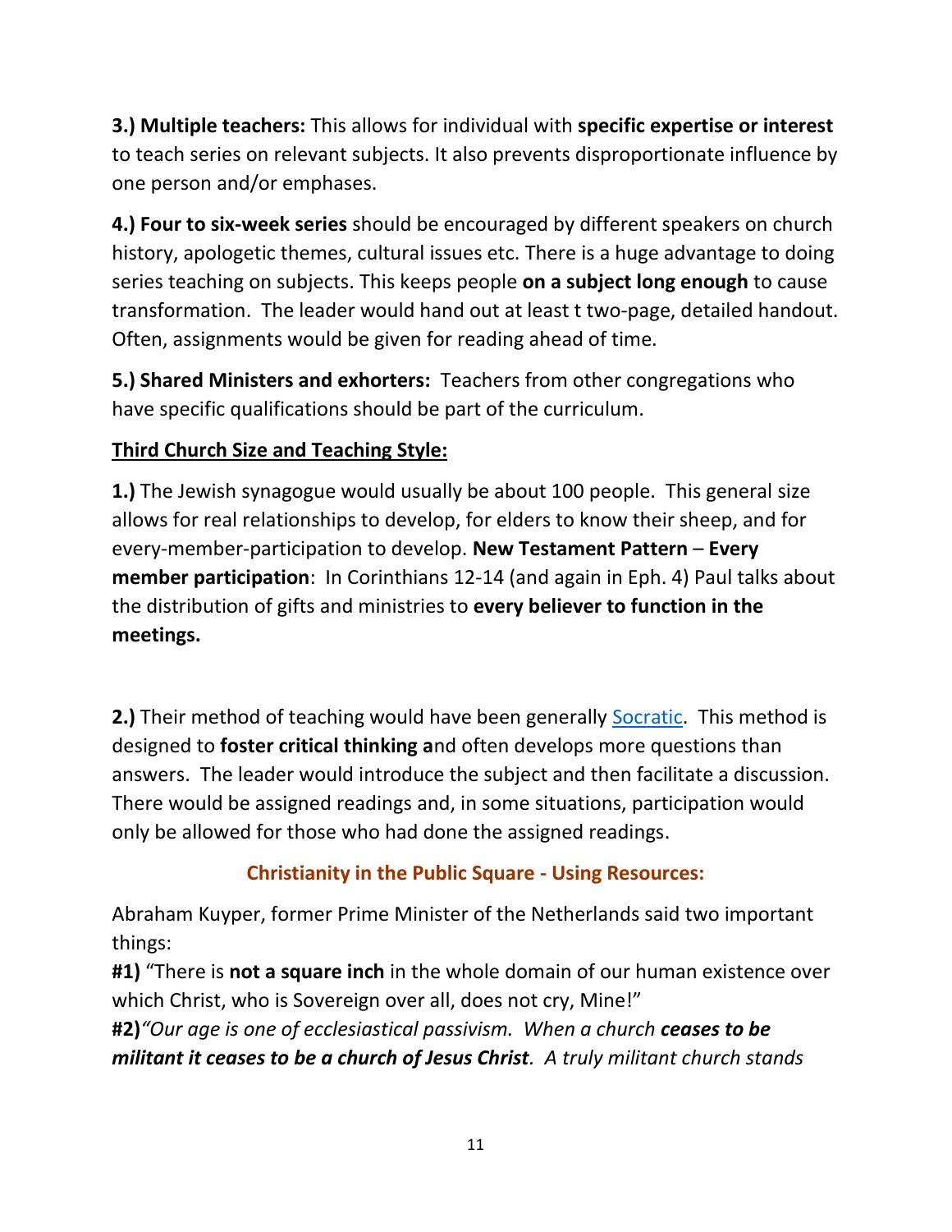**3.) Multiple teachers:** This allows for individual with **specific expertise or interest** to teach series on relevant subjects. It also prevents disproportionate influence by one person and/or emphases.

**4.) Four to six-week series** should be encouraged by different speakers on church history, apologetic themes, cultural issues etc. There is a huge advantage to doing series teaching on subjects. This keeps people **on a subject long enough** to cause transformation. The leader would hand out at least t two-page, detailed handout. Often, assignments would be given for reading ahead of time.

**5.) Shared Ministers and exhorters:** Teachers from other congregations who have specific qualifications should be part of the curriculum.

**Third Church Size and Teaching Style:**

**1.)** The Jewish synagogue would usually be about 100 people. This general size allows for real relationships to develop, for elders to know their sheep, and for every-member-participation to develop. **New Testament Pattern** – **Every member participation**: In Corinthians 12-14 (and again in Eph. 4) Paul talks about the distribution of gifts and ministries to **every believer to function in the meetings.**

**2.)** Their method of teaching would have been generally [Socratic](). This method is designed to **foster critical thinking a**nd often develops more questions than answers. The leader would introduce the subject and then facilitate a discussion. There would be assigned readings and, in some situations, participation would only be allowed for those who had done the assigned readings.

## Christianity in the Public Square - Using Resources:

Abraham Kuyper, former Prime Minister of the Netherlands said two important things:
**#1)** "There is **not a square inch** in the whole domain of our human existence over which Christ, who is Sovereign over all, does not cry, Mine!"
**#2)***"Our age is one of ecclesiastical passivism. When a church **ceases to be militant it ceases to be a church of Jesus Christ**. A truly militant church stands*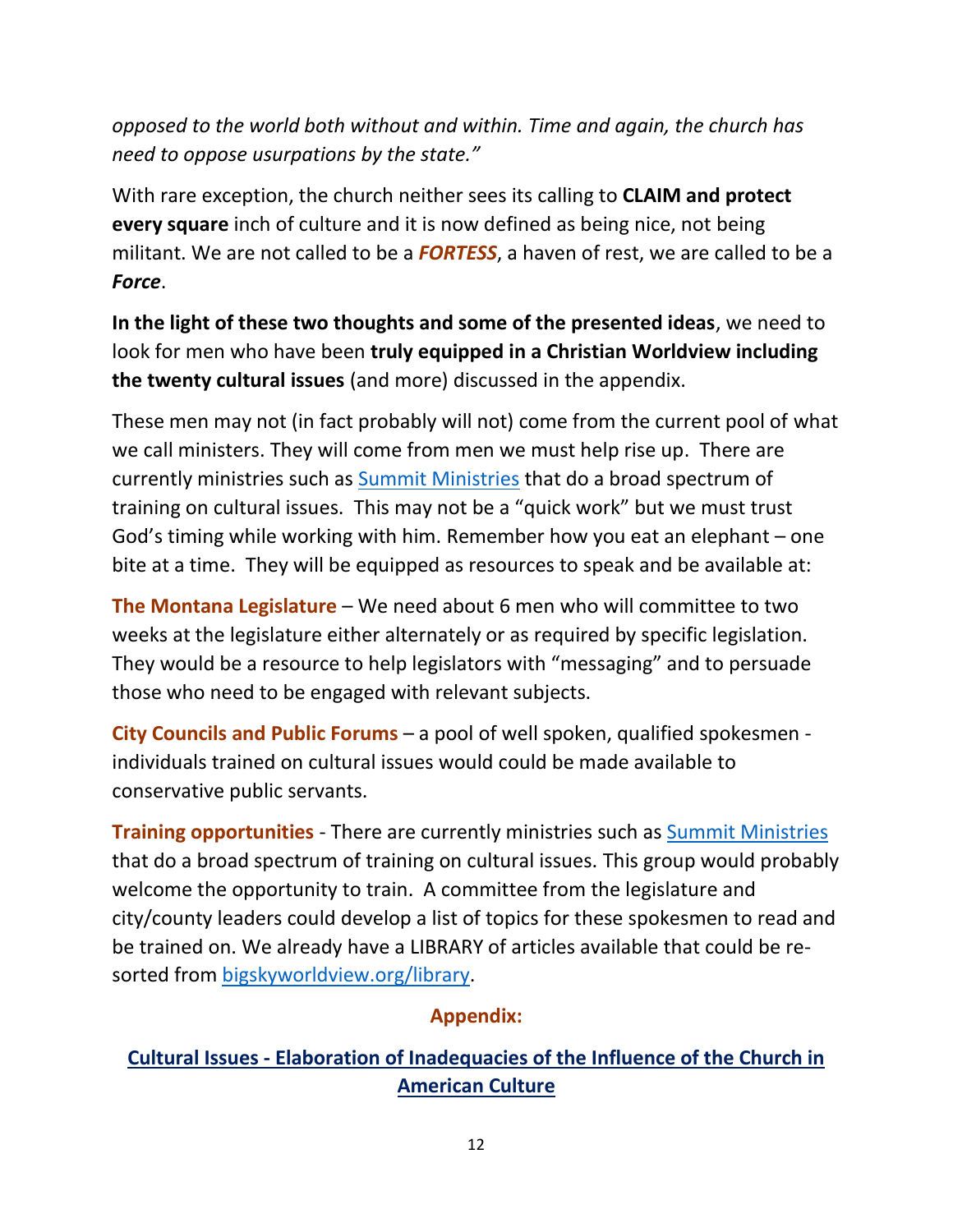*opposed to the world both without and within. Time and again, the church has need to oppose usurpations by the state."*

With rare exception, the church neither sees its calling to **CLAIM and protect every square** inch of culture and it is now defined as being nice, not being militant. We are not called to be a ***FORTESS***, a haven of rest, we are called to be a ***Force***.

**In the light of these two thoughts and some of the presented ideas**, we need to look for men who have been **truly equipped in a Christian Worldview including the twenty cultural issues** (and more) discussed in the appendix.

These men may not (in fact probably will not) come from the current pool of what we call ministers. They will come from men we must help rise up. There are currently ministries such as [Summit Ministries]() that do a broad spectrum of training on cultural issues. This may not be a "quick work" but we must trust God's timing while working with him. Remember how you eat an elephant – one bite at a time. They will be equipped as resources to speak and be available at:

**The Montana Legislature** – We need about 6 men who will committee to two weeks at the legislature either alternately or as required by specific legislation. They would be a resource to help legislators with "messaging" and to persuade those who need to be engaged with relevant subjects.

**City Councils and Public Forums** – a pool of well spoken, qualified spokesmen - individuals trained on cultural issues would could be made available to conservative public servants.

**Training opportunities** - There are currently ministries such as [Summit Ministries]() that do a broad spectrum of training on cultural issues. This group would probably welcome the opportunity to train. A committee from the legislature and city/county leaders could develop a list of topics for these spokesmen to read and be trained on. We already have a LIBRARY of articles available that could be re-sorted from [bigskyworldview.org/library]().

## Appendix:

## Cultural Issues - Elaboration of Inadequacies of the Influence of the Church in American Culture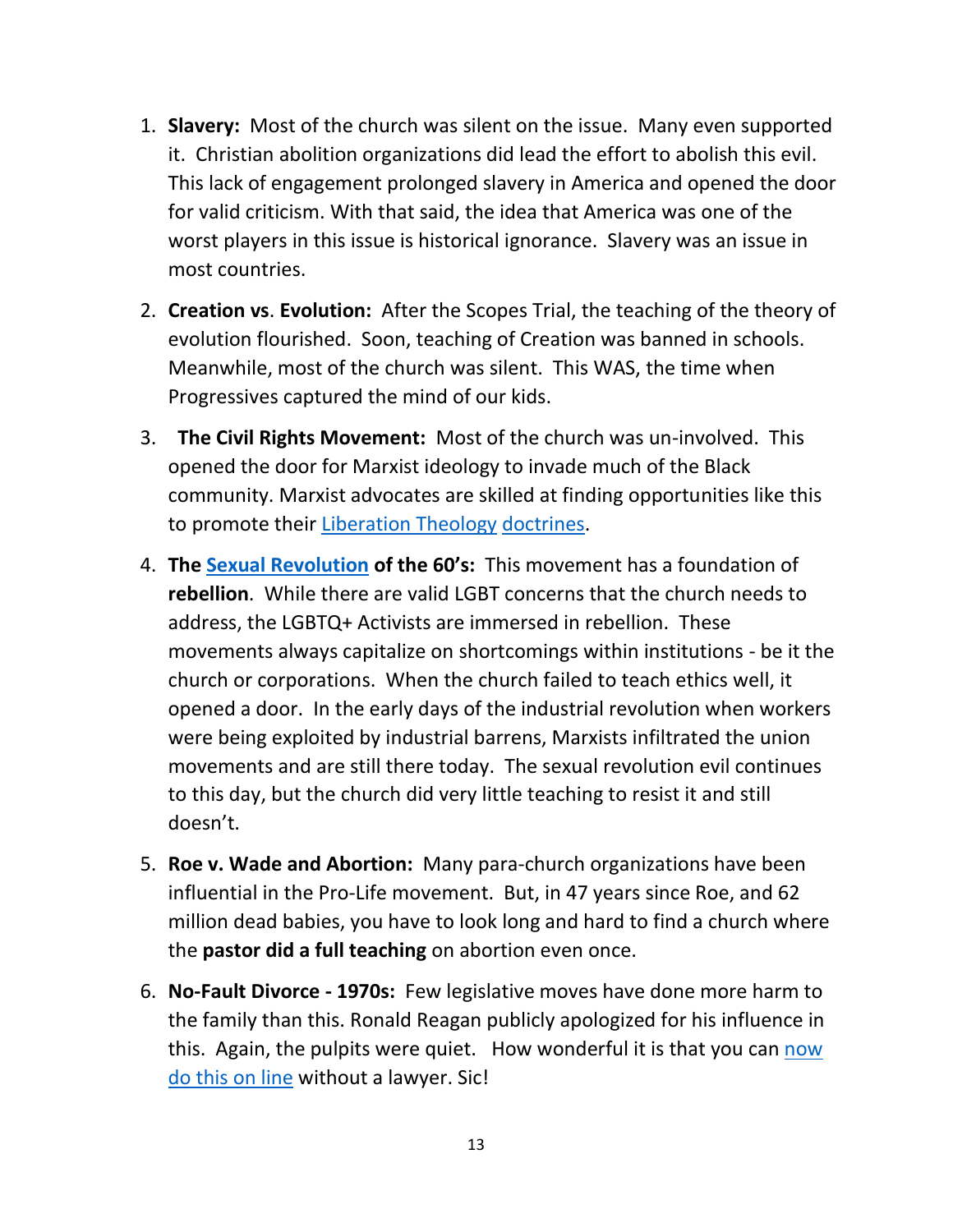1. **Slavery:** Most of the church was silent on the issue. Many even supported it. Christian abolition organizations did lead the effort to abolish this evil. This lack of engagement prolonged slavery in America and opened the door for valid criticism. With that said, the idea that America was one of the worst players in this issue is historical ignorance. Slavery was an issue in most countries.

2. **Creation vs. Evolution:** After the Scopes Trial, the teaching of the theory of evolution flourished. Soon, teaching of Creation was banned in schools. Meanwhile, most of the church was silent. This WAS, the time when Progressives captured the mind of our kids.

3. **The Civil Rights Movement:** Most of the church was un-involved. This opened the door for Marxist ideology to invade much of the Black community. Marxist advocates are skilled at finding opportunities like this to promote their Liberation Theology doctrines.

4. **The Sexual Revolution of the 60's:** This movement has a foundation of **rebellion**. While there are valid LGBT concerns that the church needs to address, the LGBTQ+ Activists are immersed in rebellion. These movements always capitalize on shortcomings within institutions - be it the church or corporations. When the church failed to teach ethics well, it opened a door. In the early days of the industrial revolution when workers were being exploited by industrial barrens, Marxists infiltrated the union movements and are still there today. The sexual revolution evil continues to this day, but the church did very little teaching to resist it and still doesn't.

5. **Roe v. Wade and Abortion:** Many para-church organizations have been influential in the Pro-Life movement. But, in 47 years since Roe, and 62 million dead babies, you have to look long and hard to find a church where the **pastor did a full teaching** on abortion even once.

6. **No-Fault Divorce - 1970s:** Few legislative moves have done more harm to the family than this. Ronald Reagan publicly apologized for his influence in this. Again, the pulpits were quiet. How wonderful it is that you can now do this on line without a lawyer. Sic!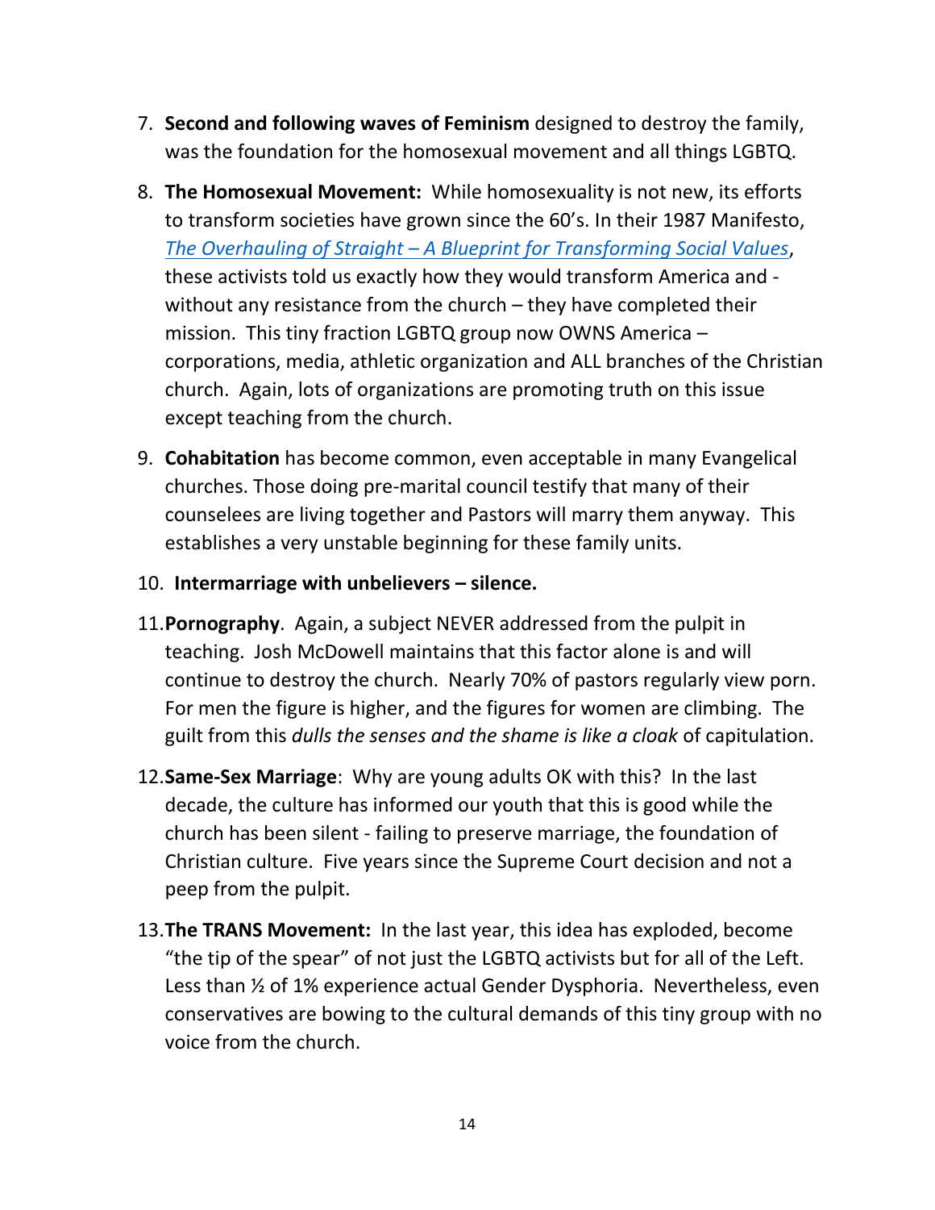7. **Second and following waves of Feminism** designed to destroy the family, was the foundation for the homosexual movement and all things LGBTQ.

8. **The Homosexual Movement:** While homosexuality is not new, its efforts to transform societies have grown since the 60's. In their 1987 Manifesto, *The Overhauling of Straight – A Blueprint for Transforming Social Values*, these activists told us exactly how they would transform America and - without any resistance from the church – they have completed their mission. This tiny fraction LGBTQ group now OWNS America – corporations, media, athletic organization and ALL branches of the Christian church. Again, lots of organizations are promoting truth on this issue except teaching from the church.

9. **Cohabitation** has become common, even acceptable in many Evangelical churches. Those doing pre-marital council testify that many of their counselees are living together and Pastors will marry them anyway. This establishes a very unstable beginning for these family units.

10. **Intermarriage with unbelievers – silence.**

11. **Pornography**. Again, a subject NEVER addressed from the pulpit in teaching. Josh McDowell maintains that this factor alone is and will continue to destroy the church. Nearly 70% of pastors regularly view porn. For men the figure is higher, and the figures for women are climbing. The guilt from this *dulls the senses and the shame is like a cloak* of capitulation.

12. **Same-Sex Marriage**: Why are young adults OK with this? In the last decade, the culture has informed our youth that this is good while the church has been silent - failing to preserve marriage, the foundation of Christian culture. Five years since the Supreme Court decision and not a peep from the pulpit.

13. **The TRANS Movement:** In the last year, this idea has exploded, become "the tip of the spear" of not just the LGBTQ activists but for all of the Left. Less than ½ of 1% experience actual Gender Dysphoria. Nevertheless, even conservatives are bowing to the cultural demands of this tiny group with no voice from the church.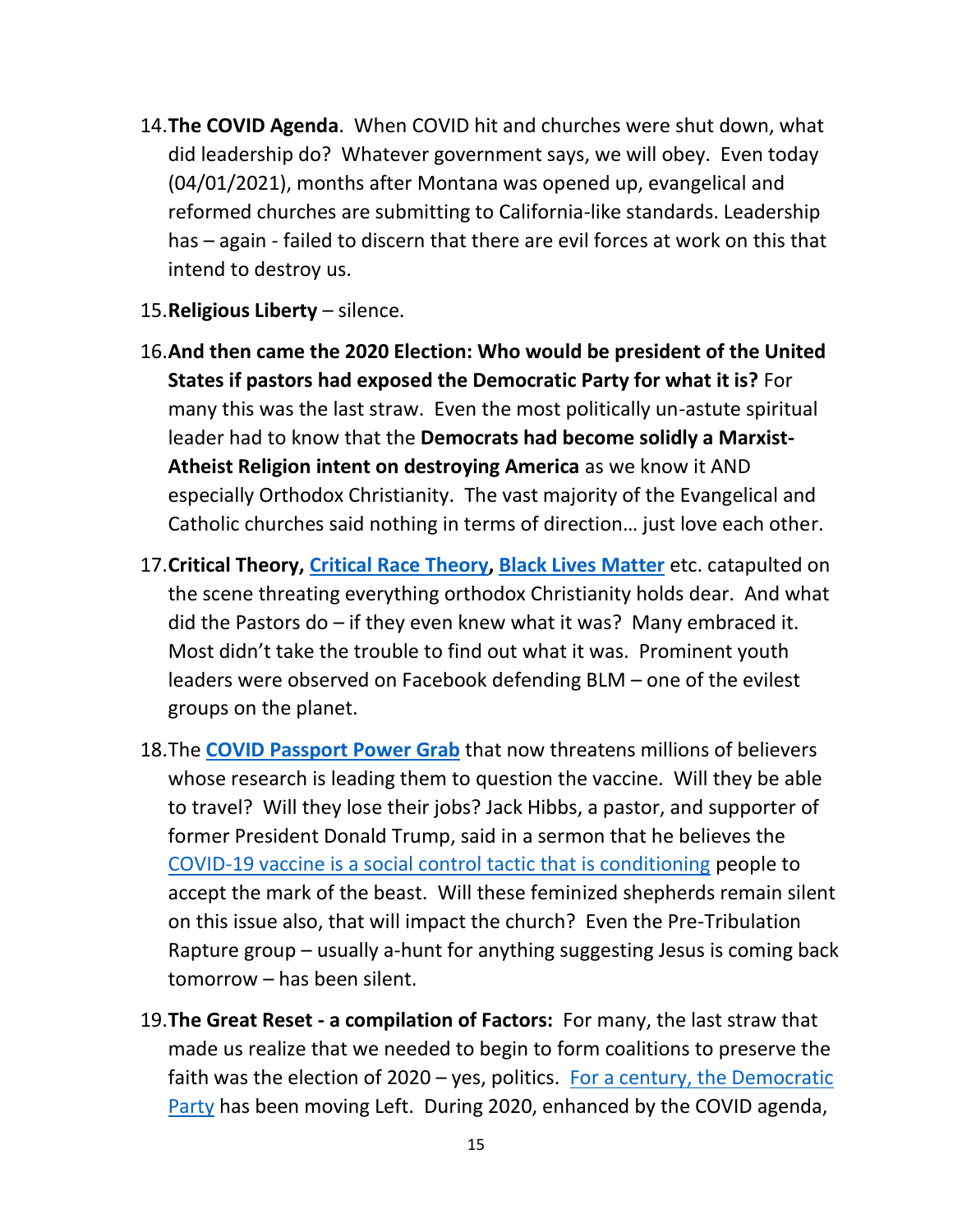14. **The COVID Agenda**. When COVID hit and churches were shut down, what did leadership do? Whatever government says, we will obey. Even today (04/01/2021), months after Montana was opened up, evangelical and reformed churches are submitting to California-like standards. Leadership has – again - failed to discern that there are evil forces at work on this that intend to destroy us.

15. **Religious Liberty** – silence.

16. **And then came the 2020 Election: Who would be president of the United States if pastors had exposed the Democratic Party for what it is?** For many this was the last straw. Even the most politically un-astute spiritual leader had to know that the **Democrats had become solidly a Marxist-Atheist Religion intent on destroying America** as we know it AND especially Orthodox Christianity. The vast majority of the Evangelical and Catholic churches said nothing in terms of direction… just love each other.

17. **Critical Theory, Critical Race Theory, Black Lives Matter** etc. catapulted on the scene threating everything orthodox Christianity holds dear. And what did the Pastors do – if they even knew what it was? Many embraced it. Most didn't take the trouble to find out what it was. Prominent youth leaders were observed on Facebook defending BLM – one of the evilest groups on the planet.

18. The **COVID Passport Power Grab** that now threatens millions of believers whose research is leading them to question the vaccine. Will they be able to travel? Will they lose their jobs? Jack Hibbs, a pastor, and supporter of former President Donald Trump, said in a sermon that he believes the COVID-19 vaccine is a social control tactic that is conditioning people to accept the mark of the beast. Will these feminized shepherds remain silent on this issue also, that will impact the church? Even the Pre-Tribulation Rapture group – usually a-hunt for anything suggesting Jesus is coming back tomorrow – has been silent.

19. **The Great Reset - a compilation of Factors:** For many, the last straw that made us realize that we needed to begin to form coalitions to preserve the faith was the election of 2020 – yes, politics. For a century, the Democratic Party has been moving Left. During 2020, enhanced by the COVID agenda,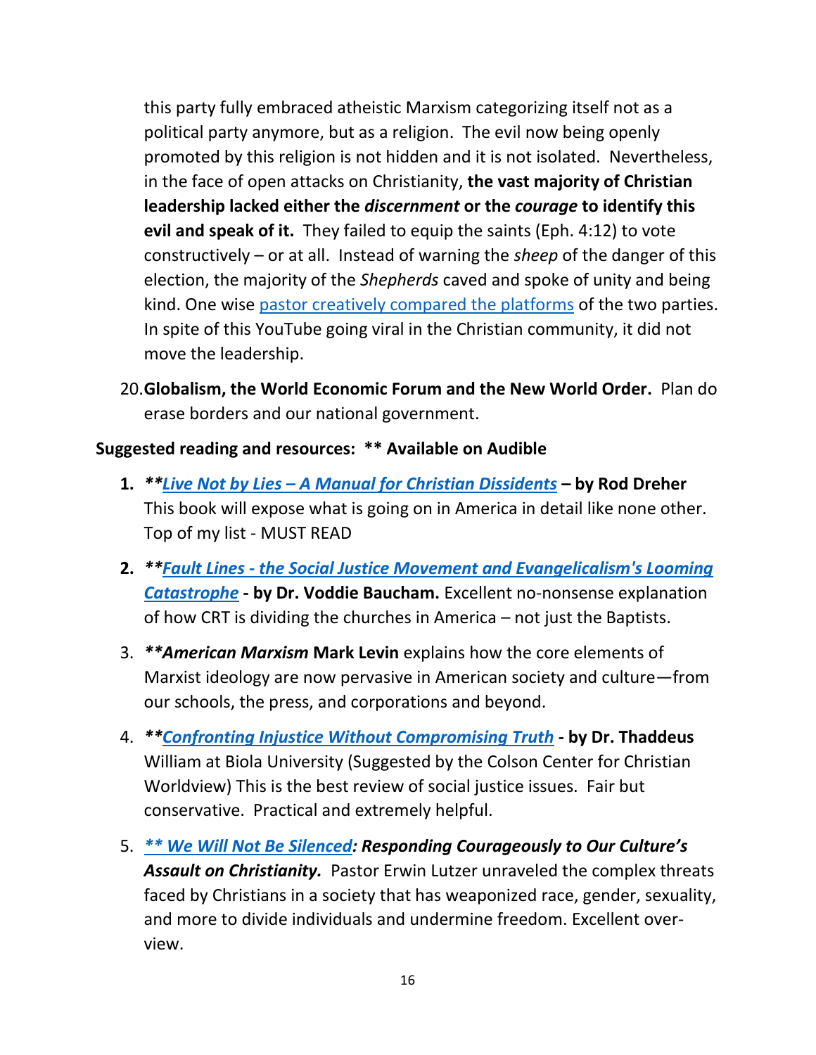this party fully embraced atheistic Marxism categorizing itself not as a political party anymore, but as a religion.  The evil now being openly promoted by this religion is not hidden and it is not isolated.  Nevertheless, in the face of open attacks on Christianity, **the vast majority of Christian leadership lacked either the *discernment* or the *courage* to identify this evil and speak of it.** They failed to equip the saints (Eph. 4:12) to vote constructively – or at all.  Instead of warning the *sheep* of the danger of this election, the majority of the *Shepherds* caved and spoke of unity and being kind. One wise pastor creatively compared the platforms of the two parties. In spite of this YouTube going viral in the Christian community, it did not move the leadership.

20. **Globalism, the World Economic Forum and the New World Order.** Plan do erase borders and our national government.

**Suggested reading and resources: ** Available on Audible**

1. ***Live Not by Lies – A Manual for Christian Dissidents* – by Rod Dreher** This book will expose what is going on in America in detail like none other. Top of my list - MUST READ
2. ***Fault Lines - the Social Justice Movement and Evangelicalism's Looming Catastrophe* - by Dr. Voddie Baucham.** Excellent no-nonsense explanation of how CRT is dividing the churches in America – not just the Baptists.
3. ***American Marxism* Mark Levin** explains how the core elements of Marxist ideology are now pervasive in American society and culture—from our schools, the press, and corporations and beyond.
4. ***Confronting Injustice Without Compromising Truth* - by Dr. Thaddeus** William at Biola University (Suggested by the Colson Center for Christian Worldview) This is the best review of social justice issues.  Fair but conservative.  Practical and extremely helpful.
5. ***** We Will Not Be Silenced*: Responding Courageously to Our Culture's Assault on Christianity.*** Pastor Erwin Lutzer unraveled the complex threats faced by Christians in a society that has weaponized race, gender, sexuality, and more to divide individuals and undermine freedom. Excellent over-view.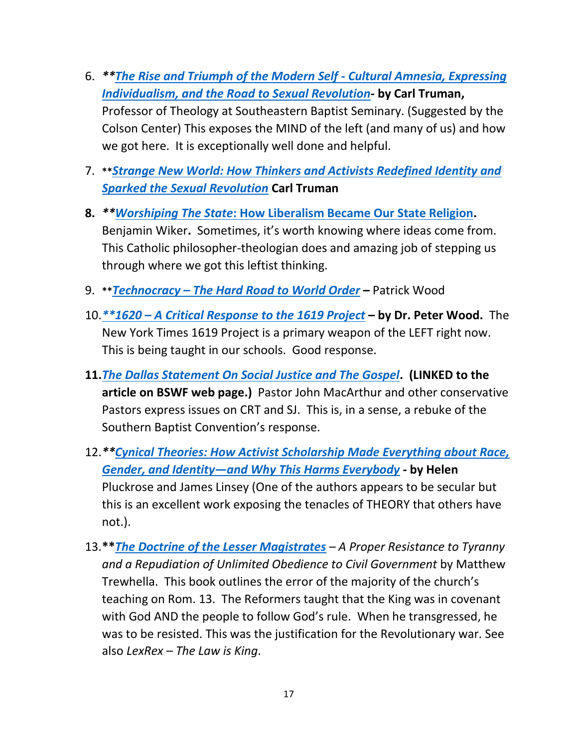6. ***The Rise and Triumph of the Modern Self - Cultural Amnesia, Expressing Individualism, and the Road to Sexual Revolution*- by Carl Truman,** Professor of Theology at Southeastern Baptist Seminary. (Suggested by the Colson Center) This exposes the MIND of the left (and many of us) and how we got here. It is exceptionally well done and helpful.

7. ***Strange New World: How Thinkers and Activists Redefined Identity and Sparked the Sexual Revolution* Carl Truman**

8. ***Worshiping The State*: How Liberalism Became Our State Religion.** Benjamin Wiker**.** Sometimes, it's worth knowing where ideas come from. This Catholic philosopher-theologian does and amazing job of stepping us through where we got this leftist thinking.

9. ***Technocracy – The Hard Road to World Order* –** Patrick Wood

10. ***1620 – A Critical Response to the 1619 Project* – by Dr. Peter Wood.** The New York Times 1619 Project is a primary weapon of the LEFT right now. This is being taught in our schools. Good response.

11. ***The Dallas Statement On Social Justice and The Gospel*. (LINKED to the article on BSWF web page.)** Pastor John MacArthur and other conservative Pastors express issues on CRT and SJ. This is, in a sense, a rebuke of the Southern Baptist Convention's response.

12. ***Cynical Theories: How Activist Scholarship Made Everything about Race, Gender, and Identity—and Why This Harms Everybody* - by Helen** Pluckrose and James Linsey (One of the authors appears to be secular but this is an excellent work exposing the tenacles of THEORY that others have not.).

13. ***The Doctrine of the Lesser Magistrates*** – *A Proper Resistance to Tyranny and a Repudiation of Unlimited Obedience to Civil Government* by Matthew Trewhella. This book outlines the error of the majority of the church's teaching on Rom. 13. The Reformers taught that the King was in covenant with God AND the people to follow God's rule. When he transgressed, he was to be resisted. This was the justification for the Revolutionary war. See also *LexRex – The Law is King*.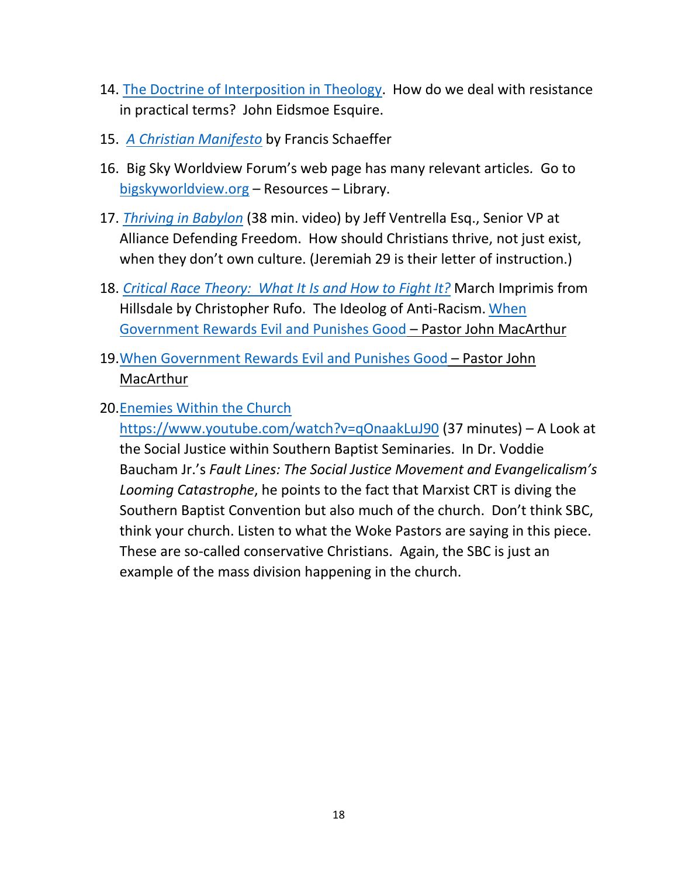14. The Doctrine of Interposition in Theology. How do we deal with resistance in practical terms? John Eidsmoe Esquire.

15. *A Christian Manifesto* by Francis Schaeffer

16. Big Sky Worldview Forum's web page has many relevant articles. Go to bigskyworldview.org – Resources – Library.

17. *Thriving in Babylon* (38 min. video) by Jeff Ventrella Esq., Senior VP at Alliance Defending Freedom. How should Christians thrive, not just exist, when they don't own culture. (Jeremiah 29 is their letter of instruction.)

18. *Critical Race Theory: What It Is and How to Fight It?* March Imprimis from Hillsdale by Christopher Rufo. The Ideolog of Anti-Racism. When Government Rewards Evil and Punishes Good – Pastor John MacArthur

19. When Government Rewards Evil and Punishes Good – Pastor John MacArthur

20. Enemies Within the Church https://www.youtube.com/watch?v=qOnaakLuJ90 (37 minutes) – A Look at the Social Justice within Southern Baptist Seminaries. In Dr. Voddie Baucham Jr.'s *Fault Lines: The Social Justice Movement and Evangelicalism's Looming Catastrophe*, he points to the fact that Marxist CRT is diving the Southern Baptist Convention but also much of the church. Don't think SBC, think your church. Listen to what the Woke Pastors are saying in this piece. These are so-called conservative Christians. Again, the SBC is just an example of the mass division happening in the church.